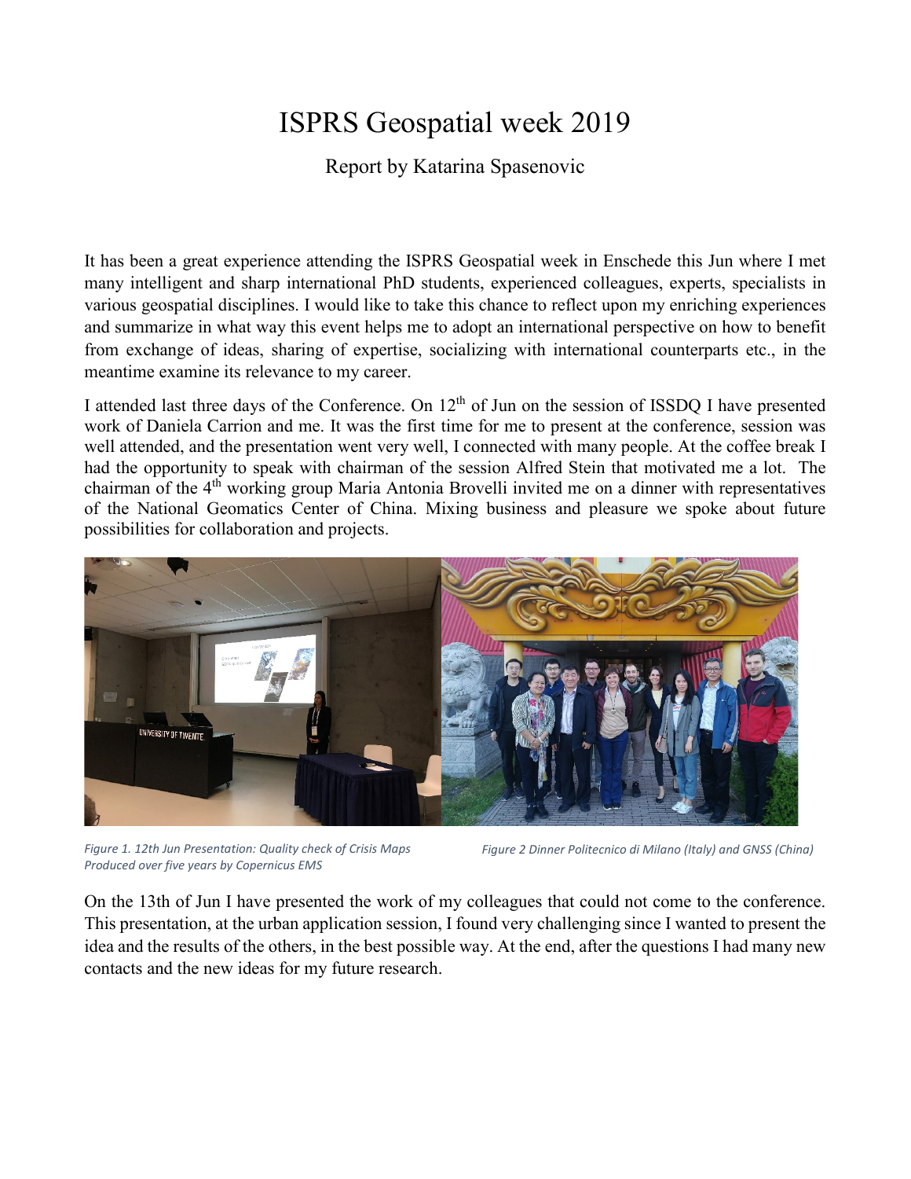# ISPRS Geospatial week 2019

Report by Katarina Spasenovic

It has been a great experience attending the ISPRS Geospatial week in Enschede this Jun where I met many intelligent and sharp international PhD students, experienced colleagues, experts, specialists in various geospatial disciplines. I would like to take this chance to reflect upon my enriching experiences and summarize in what way this event helps me to adopt an international perspective on how to benefit from exchange of ideas, sharing of expertise, socializing with international counterparts etc., in the meantime examine its relevance to my career.

I attended last three days of the Conference. On 12th of Jun on the session of ISSDQ I have presented work of Daniela Carrion and me. It was the first time for me to present at the conference, session was well attended, and the presentation went very well, I connected with many people. At the coffee break I had the opportunity to speak with chairman of the session Alfred Stein that motivated me a lot. The chairman of the 4th working group Maria Antonia Brovelli invited me on a dinner with representatives of the National Geomatics Center of China. Mixing business and pleasure we spoke about future possibilities for collaboration and projects.

*Figure 1. 12th Jun Presentation: Quality check of Crisis Maps Produced over five years by Copernicus EMS*

*Figure 2 Dinner Politecnico di Milano (Italy) and GNSS (China)*

On the 13th of Jun I have presented the work of my colleagues that could not come to the conference. This presentation, at the urban application session, I found very challenging since I wanted to present the idea and the results of the others, in the best possible way. At the end, after the questions I had many new contacts and the new ideas for my future research.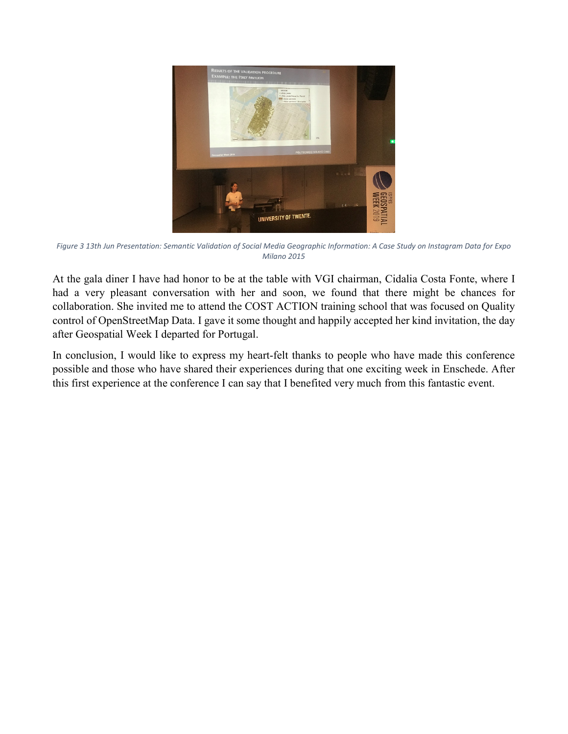*Figure 3 13th Jun Presentation: Semantic Validation of Social Media Geographic Information: A Case Study on Instagram Data for Expo Milano 2015*

At the gala diner I have had honor to be at the table with VGI chairman, Cidalia Costa Fonte, where I had a very pleasant conversation with her and soon, we found that there might be chances for collaboration. She invited me to attend the COST ACTION training school that was focused on Quality control of OpenStreetMap Data. I gave it some thought and happily accepted her kind invitation, the day after Geospatial Week I departed for Portugal.

In conclusion, I would like to express my heart-felt thanks to people who have made this conference possible and those who have shared their experiences during that one exciting week in Enschede. After this first experience at the conference I can say that I benefited very much from this fantastic event.